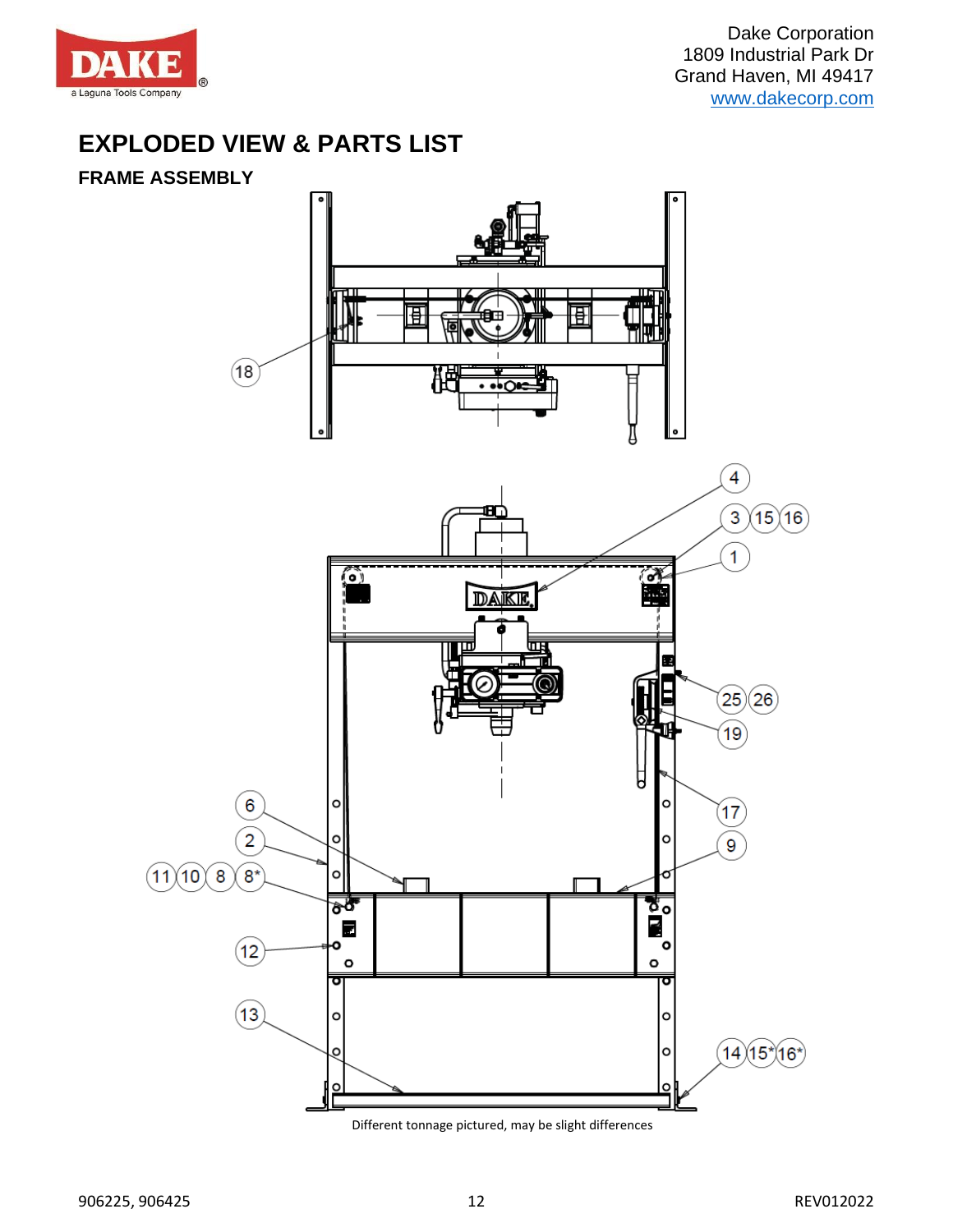Dake Corporation
1809 Industrial Park Dr
Grand Haven, MI 49417
www.dakecorp.com

# EXPLODED VIEW & PARTS LIST

## FRAME ASSEMBLY

Different tonnage pictured, may be slight differences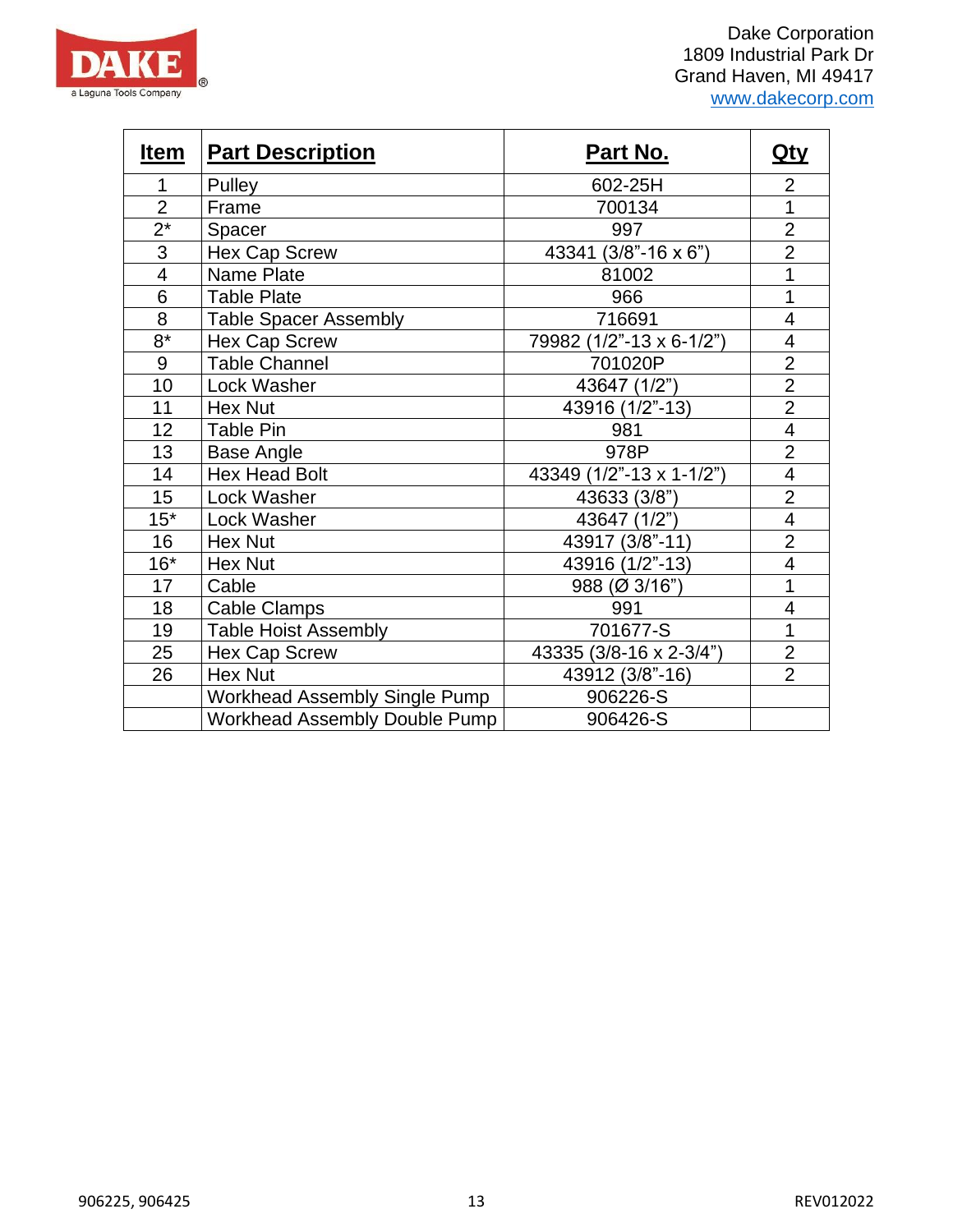Dake Corporation
1809 Industrial Park Dr
Grand Haven, MI 49417
www.dakecorp.com

| Item | Part Description | Part No. | Qty |
|---|---|---|---|
| 1 | Pulley | 602-25H | 2 |
| 2 | Frame | 700134 | 1 |
| 2* | Spacer | 997 | 2 |
| 3 | Hex Cap Screw | 43341 (3/8"-16 x 6") | 2 |
| 4 | Name Plate | 81002 | 1 |
| 6 | Table Plate | 966 | 1 |
| 8 | Table Spacer Assembly | 716691 | 4 |
| 8* | Hex Cap Screw | 79982 (1/2"-13 x 6-1/2") | 4 |
| 9 | Table Channel | 701020P | 2 |
| 10 | Lock Washer | 43647 (1/2") | 2 |
| 11 | Hex Nut | 43916 (1/2"-13) | 2 |
| 12 | Table Pin | 981 | 4 |
| 13 | Base Angle | 978P | 2 |
| 14 | Hex Head Bolt | 43349 (1/2"-13 x 1-1/2") | 4 |
| 15 | Lock Washer | 43633 (3/8") | 2 |
| 15* | Lock Washer | 43647 (1/2") | 4 |
| 16 | Hex Nut | 43917 (3/8"-11) | 2 |
| 16* | Hex Nut | 43916 (1/2"-13) | 4 |
| 17 | Cable | 988 (Ø 3/16") | 1 |
| 18 | Cable Clamps | 991 | 4 |
| 19 | Table Hoist Assembly | 701677-S | 1 |
| 25 | Hex Cap Screw | 43335 (3/8-16 x 2-3/4") | 2 |
| 26 | Hex Nut | 43912 (3/8"-16) | 2 |
| | Workhead Assembly Single Pump | 906226-S | |
| | Workhead Assembly Double Pump | 906426-S | |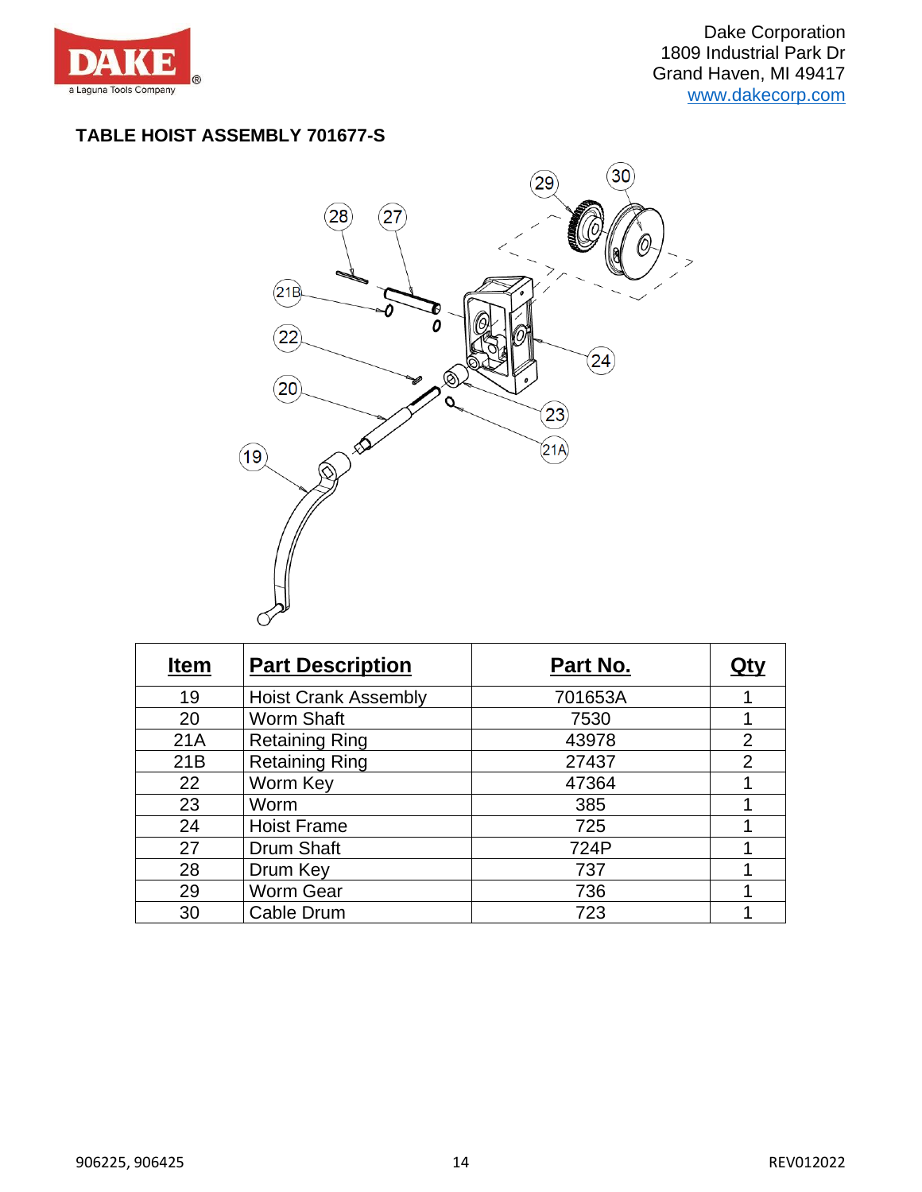Dake Corporation
1809 Industrial Park Dr
Grand Haven, MI 49417
www.dakecorp.com

## TABLE HOIST ASSEMBLY 701677-S

| Item | Part Description | Part No. | Qty |
|---|---|---|---|
| 19 | Hoist Crank Assembly | 701653A | 1 |
| 20 | Worm Shaft | 7530 | 1 |
| 21A | Retaining Ring | 43978 | 2 |
| 21B | Retaining Ring | 27437 | 2 |
| 22 | Worm Key | 47364 | 1 |
| 23 | Worm | 385 | 1 |
| 24 | Hoist Frame | 725 | 1 |
| 27 | Drum Shaft | 724P | 1 |
| 28 | Drum Key | 737 | 1 |
| 29 | Worm Gear | 736 | 1 |
| 30 | Cable Drum | 723 | 1 |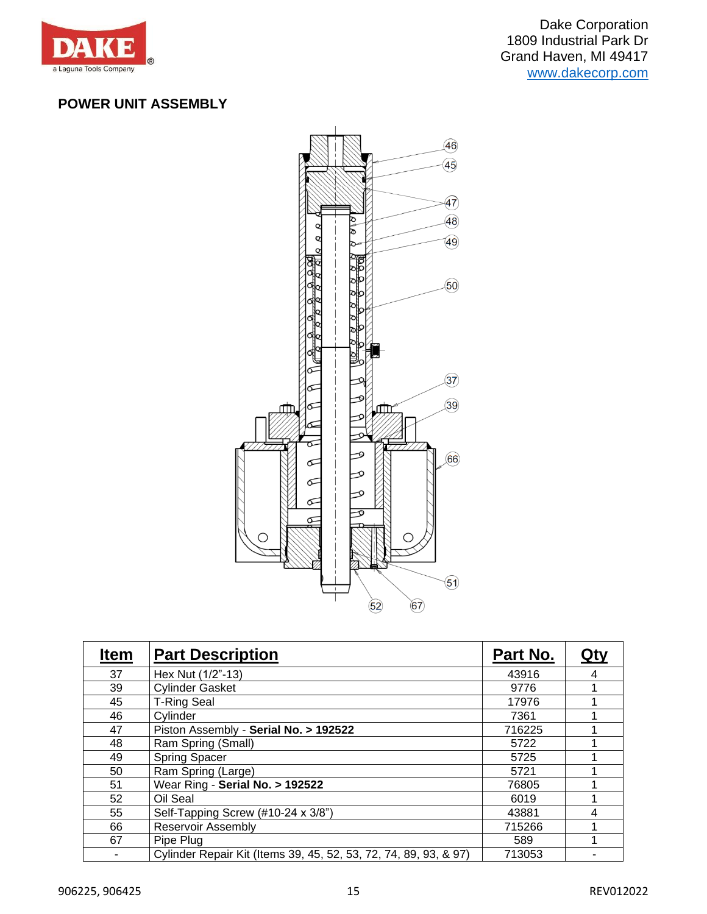Dake Corporation
1809 Industrial Park Dr
Grand Haven, MI 49417
www.dakecorp.com

## POWER UNIT ASSEMBLY

| Item | Part Description | Part No. | Qty |
|---|---|---|---|
| 37 | Hex Nut (1/2"-13) | 43916 | 4 |
| 39 | Cylinder Gasket | 9776 | 1 |
| 45 | T-Ring Seal | 17976 | 1 |
| 46 | Cylinder | 7361 | 1 |
| 47 | Piston Assembly - **Serial No. > 192522** | 716225 | 1 |
| 48 | Ram Spring (Small) | 5722 | 1 |
| 49 | Spring Spacer | 5725 | 1 |
| 50 | Ram Spring (Large) | 5721 | 1 |
| 51 | Wear Ring - **Serial No. > 192522** | 76805 | 1 |
| 52 | Oil Seal | 6019 | 1 |
| 55 | Self-Tapping Screw (#10-24 x 3/8") | 43881 | 4 |
| 66 | Reservoir Assembly | 715266 | 1 |
| 67 | Pipe Plug | 589 | 1 |
| - | Cylinder Repair Kit (Items 39, 45, 52, 53, 72, 74, 89, 93, & 97) | 713053 | - |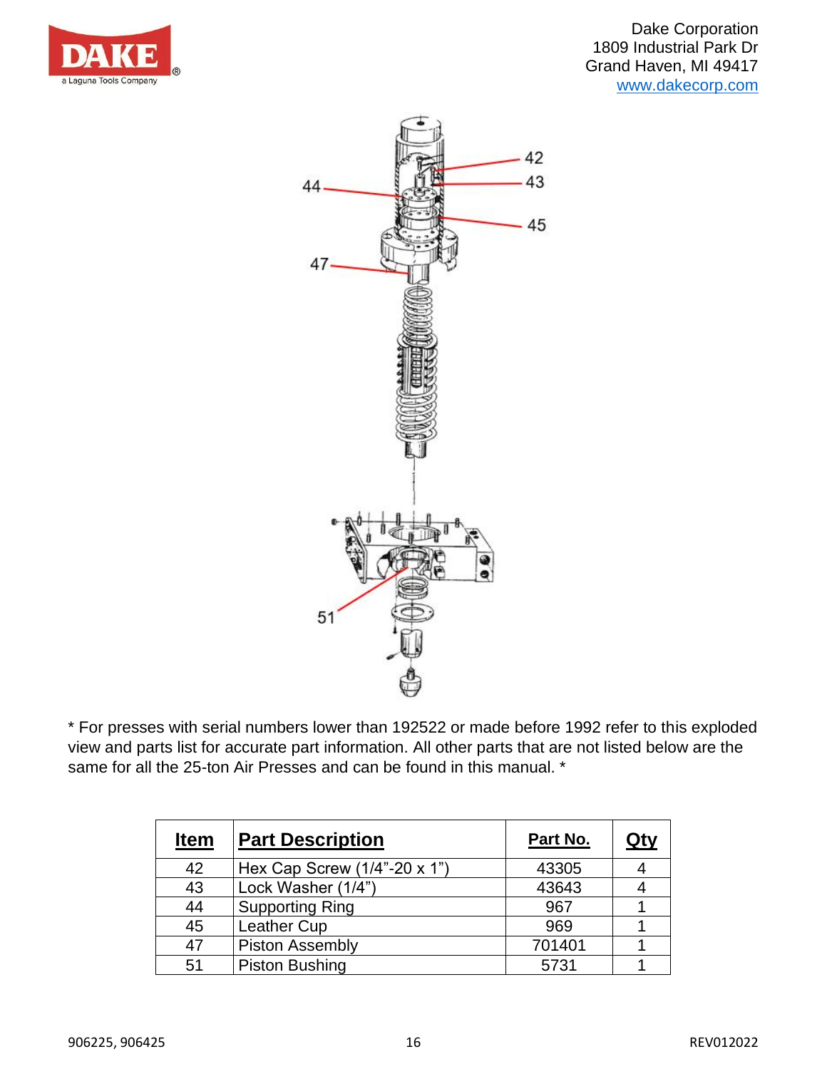* For presses with serial numbers lower than 192522 or made before 1992 refer to this exploded view and parts list for accurate part information. All other parts that are not listed below are the same for all the 25-ton Air Presses and can be found in this manual. *

| Item | Part Description | Part No. | Qty |
|---|---|---|---|
| 42 | Hex Cap Screw (1/4"-20 x 1") | 43305 | 4 |
| 43 | Lock Washer (1/4") | 43643 | 4 |
| 44 | Supporting Ring | 967 | 1 |
| 45 | Leather Cup | 969 | 1 |
| 47 | Piston Assembly | 701401 | 1 |
| 51 | Piston Bushing | 5731 | 1 |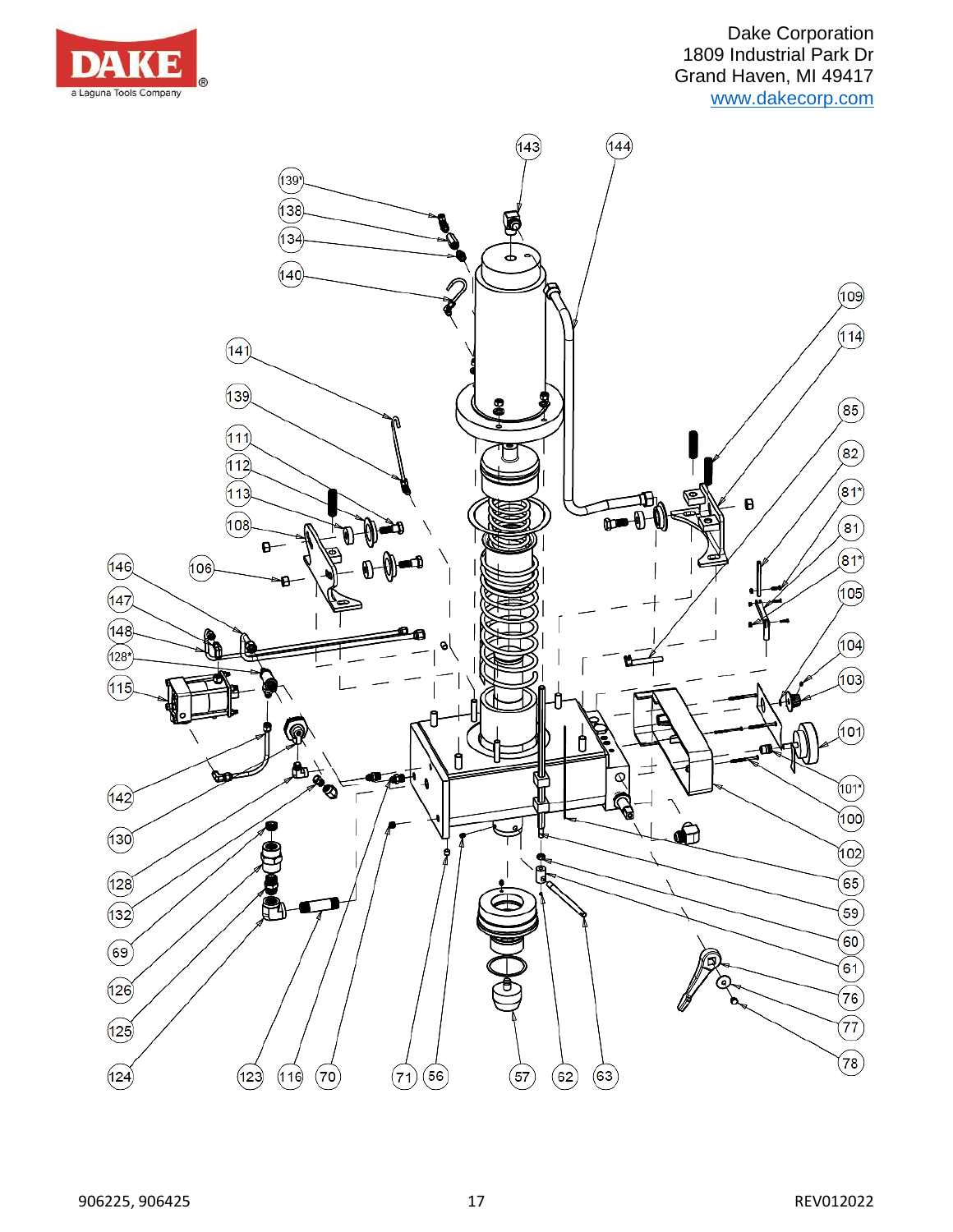Dake Corporation
1809 Industrial Park Dr
Grand Haven, MI 49417
www.dakecorp.com

143 144 139* 138 134 140 109 114 141 139 85 111 82 112 113 81* 108 81 146 106 81* 105 147 148 104 128* 103 115 101 101* 142 100 130 102 128 65 132 59 69 60 61 126 76 125 77 78 124 123 116 70 71 56 57 62 63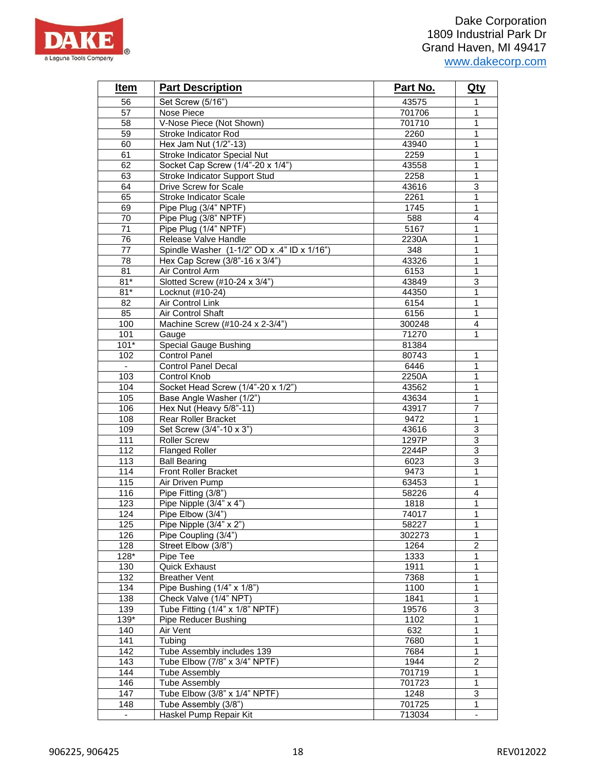Dake Corporation
1809 Industrial Park Dr
Grand Haven, MI 49417
www.dakecorp.com

| Item | Part Description | Part No. | Qty |
|---|---|---|---|
| 56 | Set Screw (5/16") | 43575 | 1 |
| 57 | Nose Piece | 701706 | 1 |
| 58 | V-Nose Piece (Not Shown) | 701710 | 1 |
| 59 | Stroke Indicator Rod | 2260 | 1 |
| 60 | Hex Jam Nut (1/2"-13) | 43940 | 1 |
| 61 | Stroke Indicator Special Nut | 2259 | 1 |
| 62 | Socket Cap Screw (1/4"-20 x 1/4") | 43558 | 1 |
| 63 | Stroke Indicator Support Stud | 2258 | 1 |
| 64 | Drive Screw for Scale | 43616 | 3 |
| 65 | Stroke Indicator Scale | 2261 | 1 |
| 69 | Pipe Plug (3/4" NPTF) | 1745 | 1 |
| 70 | Pipe Plug (3/8" NPTF) | 588 | 4 |
| 71 | Pipe Plug (1/4" NPTF) | 5167 | 1 |
| 76 | Release Valve Handle | 2230A | 1 |
| 77 | Spindle Washer (1-1/2" OD x .4" ID x 1/16") | 348 | 1 |
| 78 | Hex Cap Screw (3/8"-16 x 3/4") | 43326 | 1 |
| 81 | Air Control Arm | 6153 | 1 |
| 81* | Slotted Screw (#10-24 x 3/4") | 43849 | 3 |
| 81* | Locknut (#10-24) | 44350 | 1 |
| 82 | Air Control Link | 6154 | 1 |
| 85 | Air Control Shaft | 6156 | 1 |
| 100 | Machine Screw (#10-24 x 2-3/4") | 300248 | 4 |
| 101 | Gauge | 71270 | 1 |
| 101* | Special Gauge Bushing | 81384 | |
| 102 | Control Panel | 80743 | 1 |
| - | Control Panel Decal | 6446 | 1 |
| 103 | Control Knob | 2250A | 1 |
| 104 | Socket Head Screw (1/4"-20 x 1/2") | 43562 | 1 |
| 105 | Base Angle Washer (1/2") | 43634 | 1 |
| 106 | Hex Nut (Heavy 5/8"-11) | 43917 | 7 |
| 108 | Rear Roller Bracket | 9472 | 1 |
| 109 | Set Screw (3/4"-10 x 3") | 43616 | 3 |
| 111 | Roller Screw | 1297P | 3 |
| 112 | Flanged Roller | 2244P | 3 |
| 113 | Ball Bearing | 6023 | 3 |
| 114 | Front Roller Bracket | 9473 | 1 |
| 115 | Air Driven Pump | 63453 | 1 |
| 116 | Pipe Fitting (3/8") | 58226 | 4 |
| 123 | Pipe Nipple (3/4" x 4") | 1818 | 1 |
| 124 | Pipe Elbow (3/4") | 74017 | 1 |
| 125 | Pipe Nipple (3/4" x 2") | 58227 | 1 |
| 126 | Pipe Coupling (3/4") | 302273 | 1 |
| 128 | Street Elbow (3/8") | 1264 | 2 |
| 128* | Pipe Tee | 1333 | 1 |
| 130 | Quick Exhaust | 1911 | 1 |
| 132 | Breather Vent | 7368 | 1 |
| 134 | Pipe Bushing (1/4" x 1/8") | 1100 | 1 |
| 138 | Check Valve (1/4" NPT) | 1841 | 1 |
| 139 | Tube Fitting (1/4" x 1/8" NPTF) | 19576 | 3 |
| 139* | Pipe Reducer Bushing | 1102 | 1 |
| 140 | Air Vent | 632 | 1 |
| 141 | Tubing | 7680 | 1 |
| 142 | Tube Assembly includes 139 | 7684 | 1 |
| 143 | Tube Elbow (7/8" x 3/4" NPTF) | 1944 | 2 |
| 144 | Tube Assembly | 701719 | 1 |
| 146 | Tube Assembly | 701723 | 1 |
| 147 | Tube Elbow (3/8" x 1/4" NPTF) | 1248 | 3 |
| 148 | Tube Assembly (3/8") | 701725 | 1 |
| - | Haskel Pump Repair Kit | 713034 | - |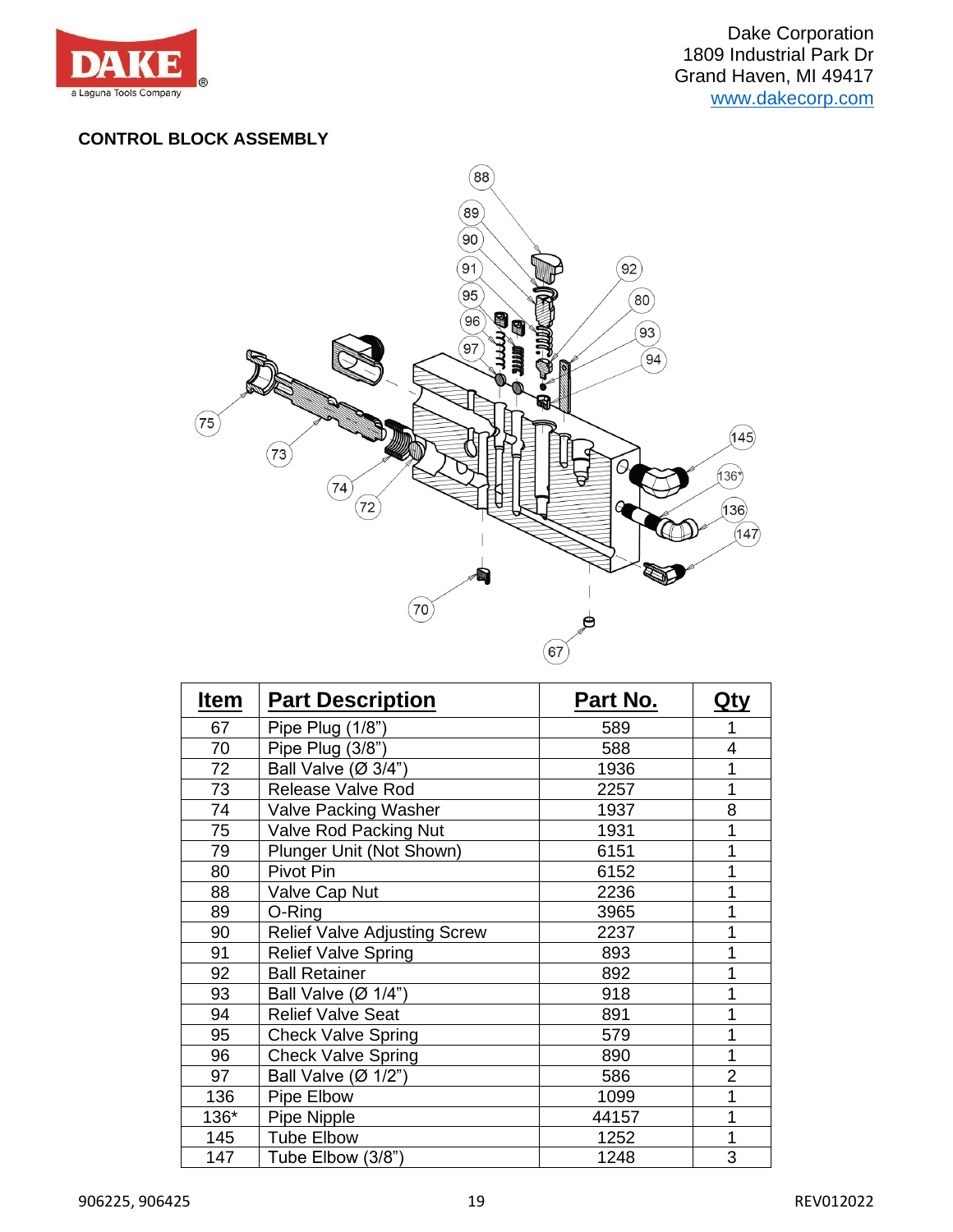Dake Corporation
1809 Industrial Park Dr
Grand Haven, MI 49417
www.dakecorp.com

**CONTROL BLOCK ASSEMBLY**

| Item | Part Description | Part No. | Qty |
|---|---|---|---|
| 67 | Pipe Plug (1/8”) | 589 | 1 |
| 70 | Pipe Plug (3/8”) | 588 | 4 |
| 72 | Ball Valve (Ø 3/4”) | 1936 | 1 |
| 73 | Release Valve Rod | 2257 | 1 |
| 74 | Valve Packing Washer | 1937 | 8 |
| 75 | Valve Rod Packing Nut | 1931 | 1 |
| 79 | Plunger Unit (Not Shown) | 6151 | 1 |
| 80 | Pivot Pin | 6152 | 1 |
| 88 | Valve Cap Nut | 2236 | 1 |
| 89 | O-Ring | 3965 | 1 |
| 90 | Relief Valve Adjusting Screw | 2237 | 1 |
| 91 | Relief Valve Spring | 893 | 1 |
| 92 | Ball Retainer | 892 | 1 |
| 93 | Ball Valve (Ø 1/4”) | 918 | 1 |
| 94 | Relief Valve Seat | 891 | 1 |
| 95 | Check Valve Spring | 579 | 1 |
| 96 | Check Valve Spring | 890 | 1 |
| 97 | Ball Valve (Ø 1/2”) | 586 | 2 |
| 136 | Pipe Elbow | 1099 | 1 |
| 136* | Pipe Nipple | 44157 | 1 |
| 145 | Tube Elbow | 1252 | 1 |
| 147 | Tube Elbow (3/8”) | 1248 | 3 |

906225, 906425 REV012022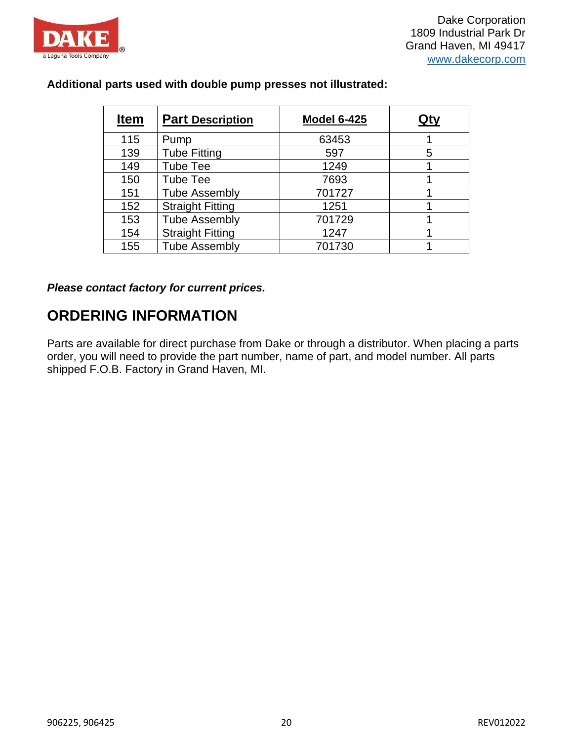**Additional parts used with double pump presses not illustrated:**

| Item | Part Description | Model 6-425 | Qty |
|---|---|---|---|
| 115 | Pump | 63453 | 1 |
| 139 | Tube Fitting | 597 | 5 |
| 149 | Tube Tee | 1249 | 1 |
| 150 | Tube Tee | 7693 | 1 |
| 151 | Tube Assembly | 701727 | 1 |
| 152 | Straight Fitting | 1251 | 1 |
| 153 | Tube Assembly | 701729 | 1 |
| 154 | Straight Fitting | 1247 | 1 |
| 155 | Tube Assembly | 701730 | 1 |

***Please contact factory for current prices.***

## ORDERING INFORMATION

Parts are available for direct purchase from Dake or through a distributor. When placing a parts order, you will need to provide the part number, name of part, and model number. All parts shipped F.O.B. Factory in Grand Haven, MI.